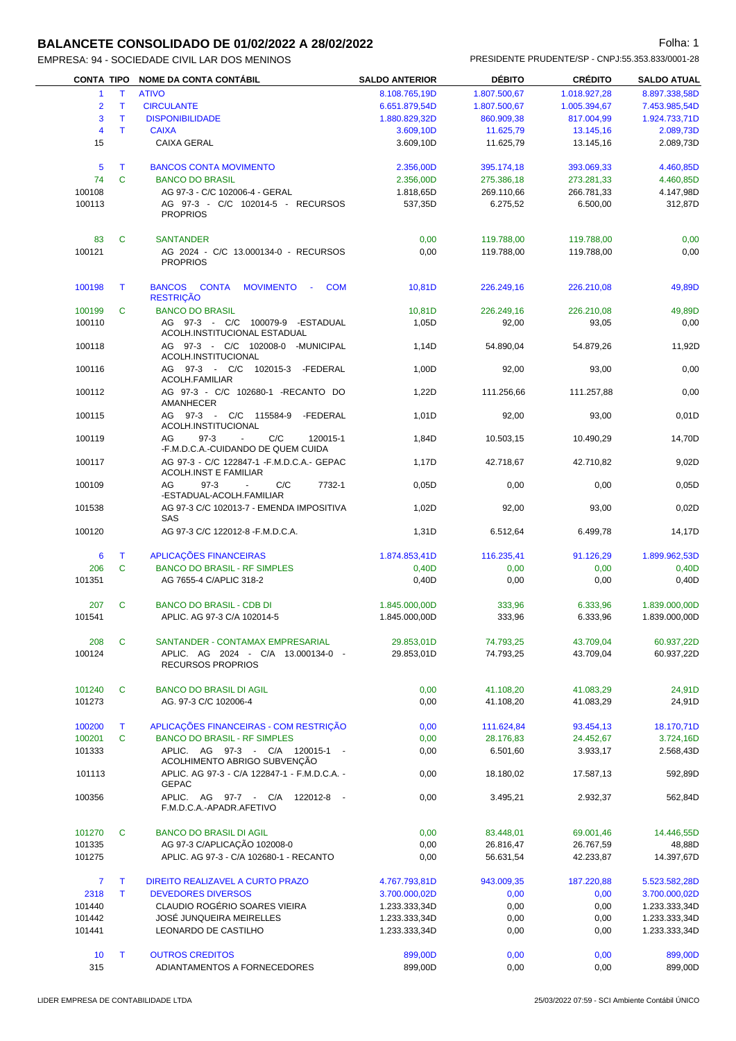# BALANCETE CONSOLIDADO DE 01/02/2022 A 28/02/2022

EMPRESA: 94 - SOCIEDADE CIVIL LAR DOS MENINOS

PRESIDENTE PRUDENTE/SP - CNPJ:55.353.833/0001-28

| CONTA | TIPO | NOME DA CONTA CONTÁBIL | SALDO ANTERIOR | DÉBITO | CRÉDITO | SALDO ATUAL |
|---|---|---|---|---|---|---|
| 1 | T | ATIVO | 8.108.765,19D | 1.807.500,67 | 1.018.927,28 | 8.897.338,58D |
| 2 | T | CIRCULANTE | 6.651.879,54D | 1.807.500,67 | 1.005.394,67 | 7.453.985,54D |
| 3 | T | DISPONIBILIDADE | 1.880.829,32D | 860.909,38 | 817.004,99 | 1.924.733,71D |
| 4 | T | CAIXA | 3.609,10D | 11.625,79 | 13.145,16 | 2.089,73D |
| 15 | | CAIXA GERAL | 3.609,10D | 11.625,79 | 13.145,16 | 2.089,73D |
| 5 | T | BANCOS CONTA MOVIMENTO | 2.356,00D | 395.174,18 | 393.069,33 | 4.460,85D |
| 74 | C | BANCO DO BRASIL | 2.356,00D | 275.386,18 | 273.281,33 | 4.460,85D |
| 100108 | | AG 97-3 - C/C 102006-4 - GERAL | 1.818,65D | 269.110,66 | 266.781,33 | 4.147,98D |
| 100113 | | AG 97-3 - C/C 102014-5 - RECURSOS PROPRIOS | 537,35D | 6.275,52 | 6.500,00 | 312,87D |
| 83 | C | SANTANDER | 0,00 | 119.788,00 | 119.788,00 | 0,00 |
| 100121 | | AG 2024 - C/C 13.000134-0 - RECURSOS PROPRIOS | 0,00 | 119.788,00 | 119.788,00 | 0,00 |
| 100198 | T | BANCOS CONTA MOVIMENTO - COM RESTRIÇÃO | 10,81D | 226.249,16 | 226.210,08 | 49,89D |
| 100199 | C | BANCO DO BRASIL | 10,81D | 226.249,16 | 226.210,08 | 49,89D |
| 100110 | | AG 97-3 - C/C 100079-9 -ESTADUAL ACOLH.INSTITUCIONAL ESTADUAL | 1,05D | 92,00 | 93,05 | 0,00 |
| 100118 | | AG 97-3 - C/C 102008-0 -MUNICIPAL ACOLH.INSTITUCIONAL | 1,14D | 54.890,04 | 54.879,26 | 11,92D |
| 100116 | | AG 97-3 - C/C 102015-3 -FEDERAL ACOLH.FAMILIAR | 1,00D | 92,00 | 93,00 | 0,00 |
| 100112 | | AG 97-3 - C/C 102680-1 -RECANTO DO AMANHECER | 1,22D | 111.256,66 | 111.257,88 | 0,00 |
| 100115 | | AG 97-3 - C/C 115584-9 -FEDERAL ACOLH.INSTITUCIONAL | 1,01D | 92,00 | 93,00 | 0,01D |
| 100119 | | AG 97-3 - C/C 120015-1 -F.M.D.C.A.-CUIDANDO DE QUEM CUIDA | 1,84D | 10.503,15 | 10.490,29 | 14,70D |
| 100117 | | AG 97-3 - C/C 122847-1 -F.M.D.C.A.- GEPAC ACOLH.INST E FAMILIAR | 1,17D | 42.718,67 | 42.710,82 | 9,02D |
| 100109 | | AG 97-3 - C/C 7732-1 -ESTADUAL-ACOLH.FAMILIAR | 0,05D | 0,00 | 0,00 | 0,05D |
| 101538 | | AG 97-3 C/C 102013-7 - EMENDA IMPOSITIVA SAS | 1,02D | 92,00 | 93,00 | 0,02D |
| 100120 | | AG 97-3 C/C 122012-8 -F.M.D.C.A. | 1,31D | 6.512,64 | 6.499,78 | 14,17D |
| 6 | T | APLICAÇÕES FINANCEIRAS | 1.874.853,41D | 116.235,41 | 91.126,29 | 1.899.962,53D |
| 206 | C | BANCO DO BRASIL - RF SIMPLES | 0,40D | 0,00 | 0,00 | 0,40D |
| 101351 | | AG 7655-4 C/APLIC 318-2 | 0,40D | 0,00 | 0,00 | 0,40D |
| 207 | C | BANCO DO BRASIL - CDB DI | 1.845.000,00D | 333,96 | 6.333,96 | 1.839.000,00D |
| 101541 | | APLIC. AG 97-3 C/A 102014-5 | 1.845.000,00D | 333,96 | 6.333,96 | 1.839.000,00D |
| 208 | C | SANTANDER - CONTAMAX EMPRESARIAL | 29.853,01D | 74.793,25 | 43.709,04 | 60.937,22D |
| 100124 | | APLIC. AG 2024 - C/A 13.000134-0 - RECURSOS PROPRIOS | 29.853,01D | 74.793,25 | 43.709,04 | 60.937,22D |
| 101240 | C | BANCO DO BRASIL DI AGIL | 0,00 | 41.108,20 | 41.083,29 | 24,91D |
| 101273 | | AG. 97-3 C/C 102006-4 | 0,00 | 41.108,20 | 41.083,29 | 24,91D |
| 100200 | T | APLICAÇÕES FINANCEIRAS - COM RESTRIÇÃO | 0,00 | 111.624,84 | 93.454,13 | 18.170,71D |
| 100201 | C | BANCO DO BRASIL - RF SIMPLES | 0,00 | 28.176,83 | 24.452,67 | 3.724,16D |
| 101333 | | APLIC. AG 97-3 - C/A 120015-1 - ACOLHIMENTO ABRIGO SUBVENÇÃO | 0,00 | 6.501,60 | 3.933,17 | 2.568,43D |
| 101113 | | APLIC. AG 97-3 - C/A 122847-1 - F.M.D.C.A. - GEPAC | 0,00 | 18.180,02 | 17.587,13 | 592,89D |
| 100356 | | APLIC. AG 97-7 - C/A 122012-8 - F.M.D.C.A.-APADR.AFETIVO | 0,00 | 3.495,21 | 2.932,37 | 562,84D |
| 101270 | C | BANCO DO BRASIL DI AGIL | 0,00 | 83.448,01 | 69.001,46 | 14.446,55D |
| 101335 | | AG 97-3 C/APLICAÇÃO 102008-0 | 0,00 | 26.816,47 | 26.767,59 | 48,88D |
| 101275 | | APLIC. AG 97-3 - C/A 102680-1 - RECANTO | 0,00 | 56.631,54 | 42.233,87 | 14.397,67D |
| 7 | T | DIREITO REALIZAVEL A CURTO PRAZO | 4.767.793,81D | 943.009,35 | 187.220,88 | 5.523.582,28D |
| 2318 | T | DEVEDORES DIVERSOS | 3.700.000,02D | 0,00 | 0,00 | 3.700.000,02D |
| 101440 | | CLAUDIO ROGÉRIO SOARES VIEIRA | 1.233.333,34D | 0,00 | 0,00 | 1.233.333,34D |
| 101442 | | JOSÉ JUNQUEIRA MEIRELLES | 1.233.333,34D | 0,00 | 0,00 | 1.233.333,34D |
| 101441 | | LEONARDO DE CASTILHO | 1.233.333,34D | 0,00 | 0,00 | 1.233.333,34D |
| 10 | T | OUTROS CREDITOS | 899,00D | 0,00 | 0,00 | 899,00D |
| 315 | | ADIANTAMENTOS A FORNECEDORES | 899,00D | 0,00 | 0,00 | 899,00D |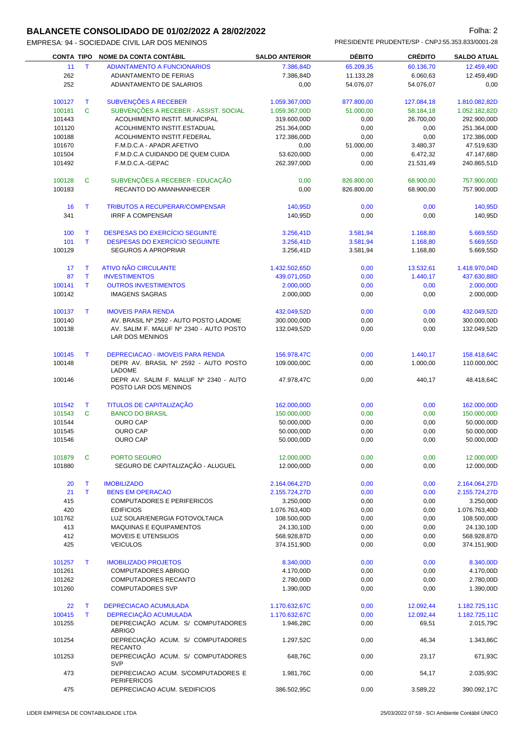# BALANCETE CONSOLIDADO DE 01/02/2022 A 28/02/2022

EMPRESA: 94 - SOCIEDADE CIVIL LAR DOS MENINOS — PRESIDENTE PRUDENTE/SP - CNPJ:55.353.833/0001-28

| CONTA | TIPO | NOME DA CONTA CONTÁBIL | SALDO ANTERIOR | DÉBITO | CRÉDITO | SALDO ATUAL |
|---|---|---|---|---|---|---|
| 11 | T | ADIANTAMENTO A FUNCIONARIOS | 7.386,84D | 65.209,35 | 60.136,70 | 12.459,49D |
| 262 | | ADIANTAMENTO DE FERIAS | 7.386,84D | 11.133,28 | 6.060,63 | 12.459,49D |
| 252 | | ADIANTAMENTO DE SALARIOS | 0,00 | 54.076,07 | 54.076,07 | 0,00 |
| 100127 | T | SUBVENÇÕES A RECEBER | 1.059.367,00D | 877.800,00 | 127.084,18 | 1.810.082,82D |
| 100181 | C | SUBVENÇÕES A RECEBER - ASSIST. SOCIAL | 1.059.367,00D | 51.000,00 | 58.184,18 | 1.052.182,82D |
| 101443 | | ACOLHIMENTO INSTIT. MUNICIPAL | 319.600,00D | 0,00 | 26.700,00 | 292.900,00D |
| 101120 | | ACOLHIMENTO INSTIT.ESTADUAL | 251.364,00D | 0,00 | 0,00 | 251.364,00D |
| 100188 | | ACOLHIMENTO INSTIT.FEDERAL | 172.386,00D | 0,00 | 0,00 | 172.386,00D |
| 101670 | | F.M.D.C.A - APADR.AFETIVO | 0,00 | 51.000,00 | 3.480,37 | 47.519,63D |
| 101504 | | F.M.D.C.A CUIDANDO DE QUEM CUIDA | 53.620,00D | 0,00 | 6.472,32 | 47.147,68D |
| 101492 | | F.M.D.C.A.-GEPAC | 262.397,00D | 0,00 | 21.531,49 | 240.865,51D |
| 100128 | C | SUBVENÇÕES A RECEBER - EDUCAÇÃO | 0,00 | 826.800,00 | 68.900,00 | 757.900,00D |
| 100183 | | RECANTO DO AMANHANHECER | 0,00 | 826.800,00 | 68.900,00 | 757.900,00D |
| 16 | T | TRIBUTOS A RECUPERAR/COMPENSAR | 140,95D | 0,00 | 0,00 | 140,95D |
| 341 | | IRRF A COMPENSAR | 140,95D | 0,00 | 0,00 | 140,95D |
| 100 | T | DESPESAS DO EXERCÍCIO SEGUINTE | 3.256,41D | 3.581,94 | 1.168,80 | 5.669,55D |
| 101 | T | DESPESAS DO EXERCÍCIO SEGUINTE | 3.256,41D | 3.581,94 | 1.168,80 | 5.669,55D |
| 100129 | | SEGUROS A APROPRIAR | 3.256,41D | 3.581,94 | 1.168,80 | 5.669,55D |
| 17 | T | ATIVO NÃO CIRCULANTE | 1.432.502,65D | 0,00 | 13.532,61 | 1.418.970,04D |
| 87 | T | INVESTIMENTOS | 439.071,05D | 0,00 | 1.440,17 | 437.630,88D |
| 100141 | T | OUTROS INVESTIMENTOS | 2.000,00D | 0,00 | 0,00 | 2.000,00D |
| 100142 | | IMAGENS SAGRAS | 2.000,00D | 0,00 | 0,00 | 2.000,00D |
| 100137 | T | IMOVEIS PARA RENDA | 432.049,52D | 0,00 | 0,00 | 432.049,52D |
| 100140 | | AV. BRASIL Nº 2592 - AUTO POSTO LADOME | 300.000,00D | 0,00 | 0,00 | 300.000,00D |
| 100138 | | AV. SALIM F. MALUF Nº 2340 - AUTO POSTO LAR DOS MENINOS | 132.049,52D | 0,00 | 0,00 | 132.049,52D |
| 100145 | T | DEPRECIACAO - IMOVEIS PARA RENDA | 156.978,47C | 0,00 | 1.440,17 | 158.418,64C |
| 100148 | | DEPR AV. BRASIL Nº 2592 - AUTO POSTO LADOME | 109.000,00C | 0,00 | 1.000,00 | 110.000,00C |
| 100146 | | DEPR AV. SALIM F. MALUF Nº 2340 - AUTO POSTO LAR DOS MENINOS | 47.978,47C | 0,00 | 440,17 | 48.418,64C |
| 101542 | T | TITULOS DE CAPITALIZAÇÃO | 162.000,00D | 0,00 | 0,00 | 162.000,00D |
| 101543 | C | BANCO DO BRASIL | 150.000,00D | 0,00 | 0,00 | 150.000,00D |
| 101544 | | OURO CAP | 50.000,00D | 0,00 | 0,00 | 50.000,00D |
| 101545 | | OURO CAP | 50.000,00D | 0,00 | 0,00 | 50.000,00D |
| 101546 | | OURO CAP | 50.000,00D | 0,00 | 0,00 | 50.000,00D |
| 101879 | C | PORTO SEGURO | 12.000,00D | 0,00 | 0,00 | 12.000,00D |
| 101880 | | SEGURO DE CAPITALIZAÇÃO - ALUGUEL | 12.000,00D | 0,00 | 0,00 | 12.000,00D |
| 20 | T | IMOBILIZADO | 2.164.064,27D | 0,00 | 0,00 | 2.164.064,27D |
| 21 | T | BENS EM OPERACAO | 2.155.724,27D | 0,00 | 0,00 | 2.155.724,27D |
| 415 | | COMPUTADORES E PERIFERICOS | 3.250,00D | 0,00 | 0,00 | 3.250,00D |
| 420 | | EDIFICIOS | 1.076.763,40D | 0,00 | 0,00 | 1.076.763,40D |
| 101762 | | LUZ SOLAR/ENERGIA FOTOVOLTAICA | 108.500,00D | 0,00 | 0,00 | 108.500,00D |
| 413 | | MAQUINAS E EQUIPAMENTOS | 24.130,10D | 0,00 | 0,00 | 24.130,10D |
| 412 | | MOVEIS E UTENSILIOS | 568.928,87D | 0,00 | 0,00 | 568.928,87D |
| 425 | | VEICULOS | 374.151,90D | 0,00 | 0,00 | 374.151,90D |
| 101257 | T | IMOBILIZADO PROJETOS | 8.340,00D | 0,00 | 0,00 | 8.340,00D |
| 101261 | | COMPUTADORES ABRIGO | 4.170,00D | 0,00 | 0,00 | 4.170,00D |
| 101262 | | COMPUTADORES RECANTO | 2.780,00D | 0,00 | 0,00 | 2.780,00D |
| 101260 | | COMPUTADORES SVP | 1.390,00D | 0,00 | 0,00 | 1.390,00D |
| 22 | T | DEPRECIACAO ACUMULADA | 1.170.632,67C | 0,00 | 12.092,44 | 1.182.725,11C |
| 100415 | T | DEPRECIAÇÃO ACUMULADA | 1.170.632,67C | 0,00 | 12.092,44 | 1.182.725,11C |
| 101255 | | DEPRECIAÇÃO ACUM. S/ COMPUTADORES ABRIGO | 1.946,28C | 0,00 | 69,51 | 2.015,79C |
| 101254 | | DEPRECIAÇÃO ACUM. S/ COMPUTADORES RECANTO | 1.297,52C | 0,00 | 46,34 | 1.343,86C |
| 101253 | | DEPRECIAÇÃO ACUM. S/ COMPUTADORES SVP | 648,76C | 0,00 | 23,17 | 671,93C |
| 473 | | DEPRECIACAO ACUM. S/COMPUTADORES E PERIFERICOS | 1.981,76C | 0,00 | 54,17 | 2.035,93C |
| 475 | | DEPRECIACAO ACUM. S/EDIFICIOS | 386.502,95C | 0,00 | 3.589,22 | 390.092,17C |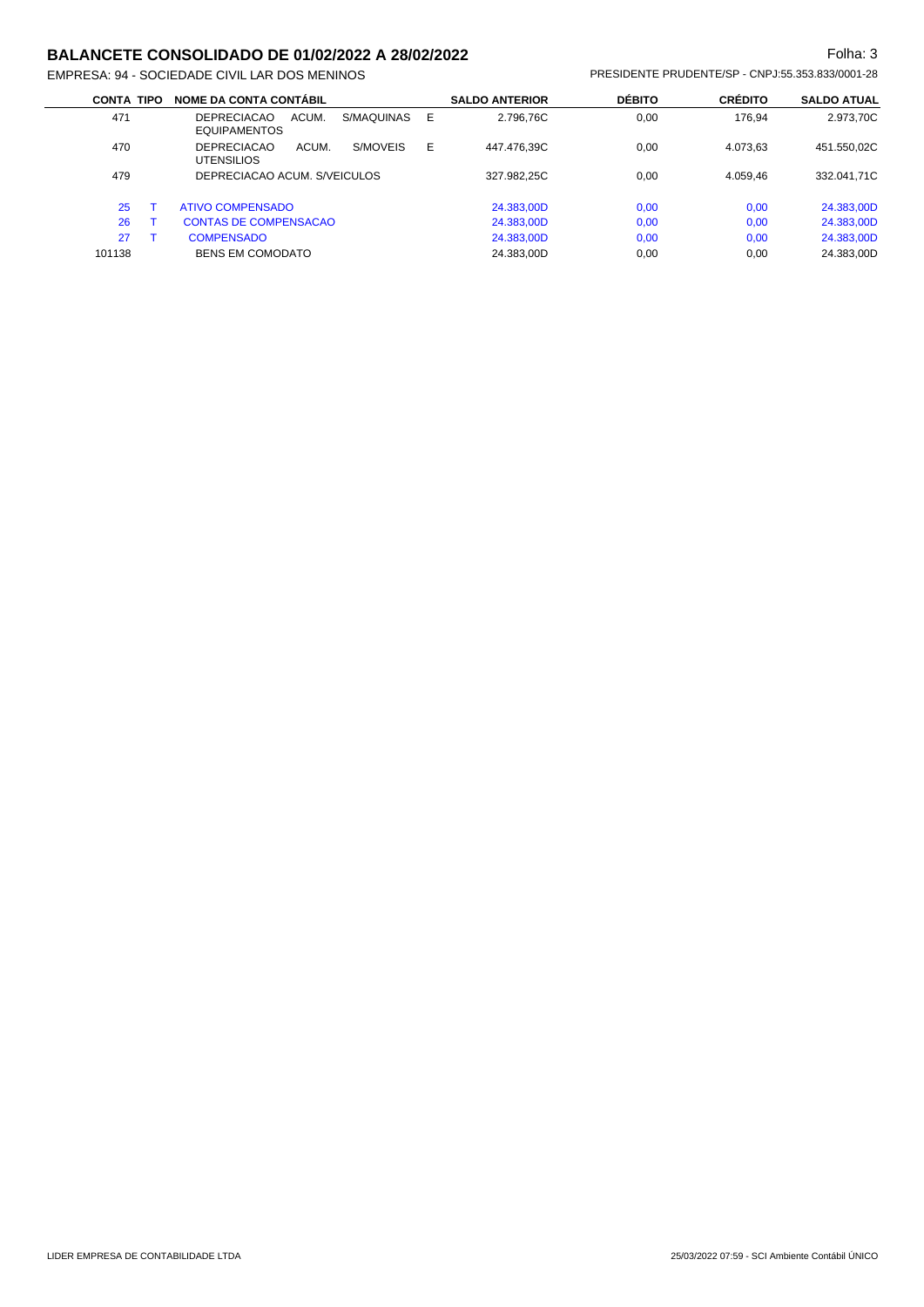# BALANCETE CONSOLIDADO DE 01/02/2022 A 28/02/2022

EMPRESA: 94 - SOCIEDADE CIVIL LAR DOS MENINOS

PRESIDENTE PRUDENTE/SP - CNPJ:55.353.833/0001-28

| CONTA | TIPO | NOME DA CONTA CONTÁBIL | SALDO ANTERIOR | DÉBITO | CRÉDITO | SALDO ATUAL |
|---|---|---|---|---|---|---|
| 471 | | DEPRECIACAO ACUM. S/MAQUINAS E EQUIPAMENTOS | 2.796,76C | 0,00 | 176,94 | 2.973,70C |
| 470 | | DEPRECIACAO ACUM. S/MOVEIS E UTENSILIOS | 447.476,39C | 0,00 | 4.073,63 | 451.550,02C |
| 479 | | DEPRECIACAO ACUM. S/VEICULOS | 327.982,25C | 0,00 | 4.059,46 | 332.041,71C |
| 25 | T | ATIVO COMPENSADO | 24.383,00D | 0,00 | 0,00 | 24.383,00D |
| 26 | T | CONTAS DE COMPENSACAO | 24.383,00D | 0,00 | 0,00 | 24.383,00D |
| 27 | T | COMPENSADO | 24.383,00D | 0,00 | 0,00 | 24.383,00D |
| 101138 | | BENS EM COMODATO | 24.383,00D | 0,00 | 0,00 | 24.383,00D |

LIDER EMPRESA DE CONTABILIDADE LTDA

25/03/2022 07:59 - SCI Ambiente Contábil ÚNICO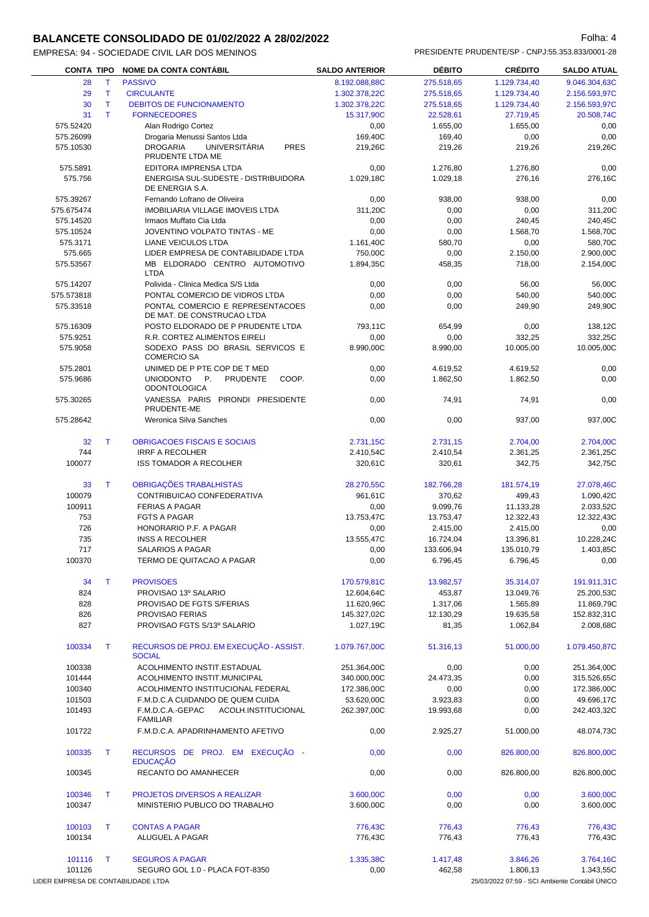# BALANCETE CONSOLIDADO DE 01/02/2022 A 28/02/2022

EMPRESA: 94 - SOCIEDADE CIVIL LAR DOS MENINOS

PRESIDENTE PRUDENTE/SP - CNPJ:55.353.833/0001-28

| CONTA | TIPO | NOME DA CONTA CONTÁBIL | SALDO ANTERIOR | DÉBITO | CRÉDITO | SALDO ATUAL |
|---|---|---|---|---|---|---|
| 28 | T | PASSIVO | 8.192.088,88C | 275.518,65 | 1.129.734,40 | 9.046.304,63C |
| 29 | T | CIRCULANTE | 1.302.378,22C | 275.518,65 | 1.129.734,40 | 2.156.593,97C |
| 30 | T | DEBITOS DE FUNCIONAMENTO | 1.302.378,22C | 275.518,65 | 1.129.734,40 | 2.156.593,97C |
| 31 | T | FORNECEDORES | 15.317,90C | 22.528,61 | 27.719,45 | 20.508,74C |
| 575.52420 | | Alan Rodrigo Cortez | 0,00 | 1.655,00 | 1.655,00 | 0,00 |
| 575.26099 | | Drogaria Menussi Santos Ltda | 169,40C | 169,40 | 0,00 | 0,00 |
| 575.10530 | | DROGARIA UNIVERSITÁRIA PRES PRUDENTE LTDA ME | 219,26C | 219,26 | 219,26 | 219,26C |
| 575.5891 | | EDITORA IMPRENSA LTDA | 0,00 | 1.276,80 | 1.276,80 | 0,00 |
| 575.756 | | ENERGISA SUL-SUDESTE - DISTRIBUIDORA DE ENERGIA S.A. | 1.029,18C | 1.029,18 | 276,16 | 276,16C |
| 575.39267 | | Fernando Lofrano de Oliveira | 0,00 | 938,00 | 938,00 | 0,00 |
| 575.675474 | | IMOBILIARIA VILLAGE IMOVEIS LTDA | 311,20C | 0,00 | 0,00 | 311,20C |
| 575.14520 | | Irmaos Muffato Cia Ltda | 0,00 | 0,00 | 240,45 | 240,45C |
| 575.10524 | | JOVENTINO VOLPATO TINTAS - ME | 0,00 | 0,00 | 1.568,70 | 1.568,70C |
| 575.3171 | | LIANE VEICULOS LTDA | 1.161,40C | 580,70 | 0,00 | 580,70C |
| 575.665 | | LIDER EMPRESA DE CONTABILIDADE LTDA | 750,00C | 0,00 | 2.150,00 | 2.900,00C |
| 575.53567 | | MB ELDORADO CENTRO AUTOMOTIVO LTDA | 1.894,35C | 458,35 | 718,00 | 2.154,00C |
| 575.14207 | | Polivida - Clinica Medica S/S Ltda | 0,00 | 0,00 | 56,00 | 56,00C |
| 575.573818 | | PONTAL COMERCIO DE VIDROS LTDA | 0,00 | 0,00 | 540,00 | 540,00C |
| 575.33518 | | PONTAL COMERCIO E REPRESENTACOES DE MAT. DE CONSTRUCAO LTDA | 0,00 | 0,00 | 249,90 | 249,90C |
| 575.16309 | | POSTO ELDORADO DE P PRUDENTE LTDA | 793,11C | 654,99 | 0,00 | 138,12C |
| 575.9251 | | R.R. CORTEZ ALIMENTOS EIRELI | 0,00 | 0,00 | 332,25 | 332,25C |
| 575.9058 | | SODEXO PASS DO BRASIL SERVICOS E COMERCIO SA | 8.990,00C | 8.990,00 | 10.005,00 | 10.005,00C |
| 575.2801 | | UNIMED DE P PTE COP DE T MED | 0,00 | 4.619,52 | 4.619,52 | 0,00 |
| 575.9686 | | UNIODONTO P. PRUDENTE COOP. ODONTOLOGICA | 0,00 | 1.862,50 | 1.862,50 | 0,00 |
| 575.30265 | | VANESSA PARIS PIRONDI PRESIDENTE PRUDENTE-ME | 0,00 | 74,91 | 74,91 | 0,00 |
| 575.28642 | | Weronica Silva Sanches | 0,00 | 0,00 | 937,00 | 937,00C |
| 32 | T | OBRIGACOES FISCAIS E SOCIAIS | 2.731,15C | 2.731,15 | 2.704,00 | 2.704,00C |
| 744 | | IRRF A RECOLHER | 2.410,54C | 2.410,54 | 2.361,25 | 2.361,25C |
| 100077 | | ISS TOMADOR A RECOLHER | 320,61C | 320,61 | 342,75 | 342,75C |
| 33 | T | OBRIGAÇÕES TRABALHISTAS | 28.270,55C | 182.766,28 | 181.574,19 | 27.078,46C |
| 100079 | | CONTRIBUICAO CONFEDERATIVA | 961,61C | 370,62 | 499,43 | 1.090,42C |
| 100911 | | FERIAS A PAGAR | 0,00 | 9.099,76 | 11.133,28 | 2.033,52C |
| 753 | | FGTS A PAGAR | 13.753,47C | 13.753,47 | 12.322,43 | 12.322,43C |
| 726 | | HONORARIO P.F. A PAGAR | 0,00 | 2.415,00 | 2.415,00 | 0,00 |
| 735 | | INSS A RECOLHER | 13.555,47C | 16.724,04 | 13.396,81 | 10.228,24C |
| 717 | | SALARIOS A PAGAR | 0,00 | 133.606,94 | 135.010,79 | 1.403,85C |
| 100370 | | TERMO DE QUITACAO A PAGAR | 0,00 | 6.796,45 | 6.796,45 | 0,00 |
| 34 | T | PROVISOES | 170.579,81C | 13.982,57 | 35.314,07 | 191.911,31C |
| 824 | | PROVISAO 13º SALARIO | 12.604,64C | 453,87 | 13.049,76 | 25.200,53C |
| 828 | | PROVISAO DE FGTS S/FERIAS | 11.620,96C | 1.317,06 | 1.565,89 | 11.869,79C |
| 826 | | PROVISAO FERIAS | 145.327,02C | 12.130,29 | 19.635,58 | 152.832,31C |
| 827 | | PROVISAO FGTS S/13º SALARIO | 1.027,19C | 81,35 | 1.062,84 | 2.008,68C |
| 100334 | T | RECURSOS DE PROJ. EM EXECUÇÃO - ASSIST. SOCIAL | 1.079.767,00C | 51.316,13 | 51.000,00 | 1.079.450,87C |
| 100338 | | ACOLHIMENTO INSTIT.ESTADUAL | 251.364,00C | 0,00 | 0,00 | 251.364,00C |
| 101444 | | ACOLHIMENTO INSTIT.MUNICIPAL | 340.000,00C | 24.473,35 | 0,00 | 315.526,65C |
| 100340 | | ACOLHIMENTO INSTITUCIONAL FEDERAL | 172.386,00C | 0,00 | 0,00 | 172.386,00C |
| 101503 | | F.M.D.C.A CUIDANDO DE QUEM CUIDA | 53.620,00C | 3.923,83 | 0,00 | 49.696,17C |
| 101493 | | F.M.D.C.A.-GEPAC ACOLH.INSTITUCIONAL FAMILIAR | 262.397,00C | 19.993,68 | 0,00 | 242.403,32C |
| 101722 | | F.M.D.C.A. APADRINHAMENTO AFETIVO | 0,00 | 2.925,27 | 51.000,00 | 48.074,73C |
| 100335 | T | RECURSOS DE PROJ. EM EXECUÇÃO - EDUCAÇÃO | 0,00 | 0,00 | 826.800,00 | 826.800,00C |
| 100345 | | RECANTO DO AMANHECER | 0,00 | 0,00 | 826.800,00 | 826.800,00C |
| 100346 | T | PROJETOS DIVERSOS A REALIZAR | 3.600,00C | 0,00 | 0,00 | 3.600,00C |
| 100347 | | MINISTERIO PUBLICO DO TRABALHO | 3.600,00C | 0,00 | 0,00 | 3.600,00C |
| 100103 | T | CONTAS A PAGAR | 776,43C | 776,43 | 776,43 | 776,43C |
| 100134 | | ALUGUEL A PAGAR | 776,43C | 776,43 | 776,43 | 776,43C |
| 101116 | T | SEGUROS A PAGAR | 1.335,38C | 1.417,48 | 3.846,26 | 3.764,16C |
| 101126 | | SEGURO GOL 1.0 - PLACA FOT-8350 | 0,00 | 462,58 | 1.806,13 | 1.343,55C |

LIDER EMPRESA DE CONTABILIDADE LTDA — 25/03/2022 07:59 - SCI Ambiente Contábil ÚNICO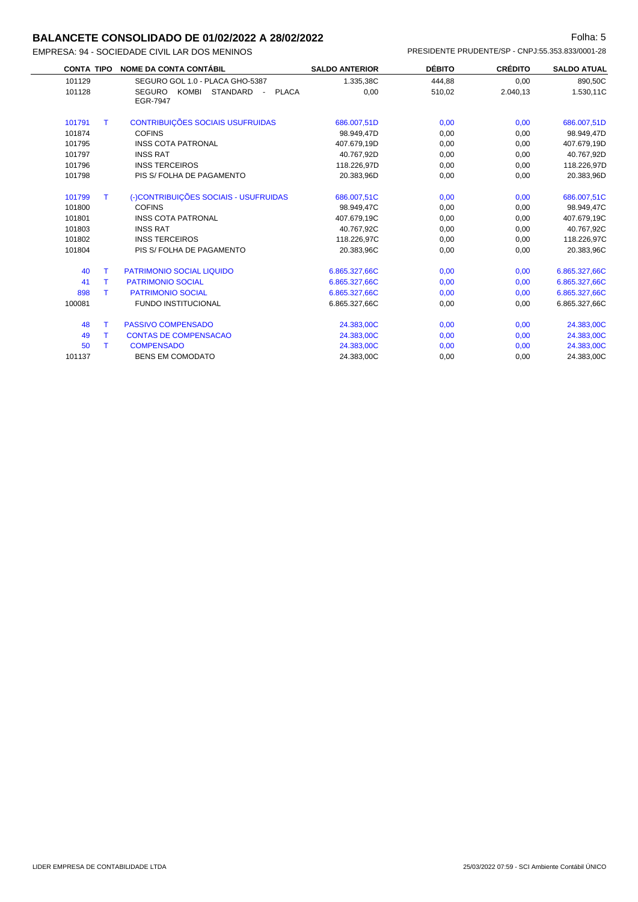# BALANCETE CONSOLIDADO DE 01/02/2022 A 28/02/2022

EMPRESA: 94 - SOCIEDADE CIVIL LAR DOS MENINOS

PRESIDENTE PRUDENTE/SP - CNPJ:55.353.833/0001-28

| CONTA | TIPO | NOME DA CONTA CONTÁBIL | SALDO ANTERIOR | DÉBITO | CRÉDITO | SALDO ATUAL |
|---|---|---|---|---|---|---|
| 101129 | | SEGURO GOL 1.0 - PLACA GHO-5387 | 1.335,38C | 444,88 | 0,00 | 890,50C |
| 101128 | | SEGURO KOMBI STANDARD - PLACA EGR-7947 | 0,00 | 510,02 | 2.040,13 | 1.530,11C |
| 101791 | T | CONTRIBUIÇÕES SOCIAIS USUFRUIDAS | 686.007,51D | 0,00 | 0,00 | 686.007,51D |
| 101874 | | COFINS | 98.949,47D | 0,00 | 0,00 | 98.949,47D |
| 101795 | | INSS COTA PATRONAL | 407.679,19D | 0,00 | 0,00 | 407.679,19D |
| 101797 | | INSS RAT | 40.767,92D | 0,00 | 0,00 | 40.767,92D |
| 101796 | | INSS TERCEIROS | 118.226,97D | 0,00 | 0,00 | 118.226,97D |
| 101798 | | PIS S/ FOLHA DE PAGAMENTO | 20.383,96D | 0,00 | 0,00 | 20.383,96D |
| 101799 | T | (-)CONTRIBUIÇÕES SOCIAIS - USUFRUIDAS | 686.007,51C | 0,00 | 0,00 | 686.007,51C |
| 101800 | | COFINS | 98.949,47C | 0,00 | 0,00 | 98.949,47C |
| 101801 | | INSS COTA PATRONAL | 407.679,19C | 0,00 | 0,00 | 407.679,19C |
| 101803 | | INSS RAT | 40.767,92C | 0,00 | 0,00 | 40.767,92C |
| 101802 | | INSS TERCEIROS | 118.226,97C | 0,00 | 0,00 | 118.226,97C |
| 101804 | | PIS S/ FOLHA DE PAGAMENTO | 20.383,96C | 0,00 | 0,00 | 20.383,96C |
| 40 | T | PATRIMONIO SOCIAL LIQUIDO | 6.865.327,66C | 0,00 | 0,00 | 6.865.327,66C |
| 41 | T | PATRIMONIO SOCIAL | 6.865.327,66C | 0,00 | 0,00 | 6.865.327,66C |
| 898 | T | PATRIMONIO SOCIAL | 6.865.327,66C | 0,00 | 0,00 | 6.865.327,66C |
| 100081 | | FUNDO INSTITUCIONAL | 6.865.327,66C | 0,00 | 0,00 | 6.865.327,66C |
| 48 | T | PASSIVO COMPENSADO | 24.383,00C | 0,00 | 0,00 | 24.383,00C |
| 49 | T | CONTAS DE COMPENSACAO | 24.383,00C | 0,00 | 0,00 | 24.383,00C |
| 50 | T | COMPENSADO | 24.383,00C | 0,00 | 0,00 | 24.383,00C |
| 101137 | | BENS EM COMODATO | 24.383,00C | 0,00 | 0,00 | 24.383,00C |

LIDER EMPRESA DE CONTABILIDADE LTDA

25/03/2022 07:59 - SCI Ambiente Contábil ÚNICO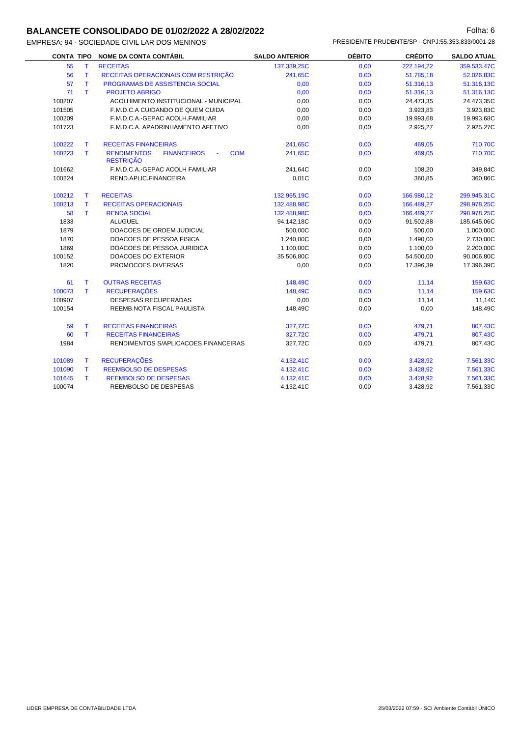# BALANCETE CONSOLIDADO DE 01/02/2022 A 28/02/2022

EMPRESA: 94 - SOCIEDADE CIVIL LAR DOS MENINOS

PRESIDENTE PRUDENTE/SP - CNPJ:55.353.833/0001-28

| CONTA | TIPO | NOME DA CONTA CONTÁBIL | SALDO ANTERIOR | DÉBITO | CRÉDITO | SALDO ATUAL |
|---|---|---|---|---|---|---|
| 55 | T | RECEITAS | 137.339,25C | 0,00 | 222.194,22 | 359.533,47C |
| 56 | T | RECEITAS OPERACIONAIS COM RESTRIÇÃO | 241,65C | 0,00 | 51.785,18 | 52.026,83C |
| 57 | T | PROGRAMAS DE ASSISTENCIA SOCIAL | 0,00 | 0,00 | 51.316,13 | 51.316,13C |
| 71 | T | PROJETO ABRIGO | 0,00 | 0,00 | 51.316,13 | 51.316,13C |
| 100207 | | ACOLHIMENTO INSTITUCIONAL - MUNICIPAL | 0,00 | 0,00 | 24.473,35 | 24.473,35C |
| 101505 | | F.M.D.C.A CUIDANDO DE QUEM CUIDA | 0,00 | 0,00 | 3.923,83 | 3.923,83C |
| 100209 | | F.M.D.C.A.-GEPAC ACOLH.FAMILIAR | 0,00 | 0,00 | 19.993,68 | 19.993,68C |
| 101723 | | F.M.D.C.A. APADRINHAMENTO AFETIVO | 0,00 | 0,00 | 2.925,27 | 2.925,27C |
| 100222 | T | RECEITAS FINANCEIRAS | 241,65C | 0,00 | 469,05 | 710,70C |
| 100223 | T | RENDIMENTOS FINANCEIROS - COM RESTRIÇÃO | 241,65C | 0,00 | 469,05 | 710,70C |
| 101662 | | F.M.D.C.A.-GEPAC ACOLH FAMILIAR | 241,64C | 0,00 | 108,20 | 349,84C |
| 100224 | | REND.APLIC.FINANCEIRA | 0,01C | 0,00 | 360,85 | 360,86C |
| 100212 | T | RECEITAS | 132.965,19C | 0,00 | 166.980,12 | 299.945,31C |
| 100213 | T | RECEITAS OPERACIONAIS | 132.488,98C | 0,00 | 166.489,27 | 298.978,25C |
| 58 | T | RENDA SOCIAL | 132.488,98C | 0,00 | 166.489,27 | 298.978,25C |
| 1833 | | ALUGUEL | 94.142,18C | 0,00 | 91.502,88 | 185.645,06C |
| 1879 | | DOACOES DE ORDEM JUDICIAL | 500,00C | 0,00 | 500,00 | 1.000,00C |
| 1870 | | DOACOES DE PESSOA FISICA | 1.240,00C | 0,00 | 1.490,00 | 2.730,00C |
| 1869 | | DOACOES DE PESSOA JURIDICA | 1.100,00C | 0,00 | 1.100,00 | 2.200,00C |
| 100152 | | DOACOES DO EXTERIOR | 35.506,80C | 0,00 | 54.500,00 | 90.006,80C |
| 1820 | | PROMOCOES DIVERSAS | 0,00 | 0,00 | 17.396,39 | 17.396,39C |
| 61 | T | OUTRAS RECEITAS | 148,49C | 0,00 | 11,14 | 159,63C |
| 100073 | T | RECUPERAÇÕES | 148,49C | 0,00 | 11,14 | 159,63C |
| 100907 | | DESPESAS RECUPERADAS | 0,00 | 0,00 | 11,14 | 11,14C |
| 100154 | | REEMB.NOTA FISCAL PAULISTA | 148,49C | 0,00 | 0,00 | 148,49C |
| 59 | T | RECEITAS FINANCEIRAS | 327,72C | 0,00 | 479,71 | 807,43C |
| 60 | T | RECEITAS FINANCEIRAS | 327,72C | 0,00 | 479,71 | 807,43C |
| 1984 | | RENDIMENTOS S/APLICACOES FINANCEIRAS | 327,72C | 0,00 | 479,71 | 807,43C |
| 101089 | T | RECUPERAÇÕES | 4.132,41C | 0,00 | 3.428,92 | 7.561,33C |
| 101090 | T | REEMBOLSO DE DESPESAS | 4.132,41C | 0,00 | 3.428,92 | 7.561,33C |
| 101645 | T | REEMBOLSO DE DESPESAS | 4.132,41C | 0,00 | 3.428,92 | 7.561,33C |
| 100074 | | REEMBOLSO DE DESPESAS | 4.132,41C | 0,00 | 3.428,92 | 7.561,33C |

LIDER EMPRESA DE CONTABILIDADE LTDA

25/03/2022 07:59 - SCI Ambiente Contábil ÚNICO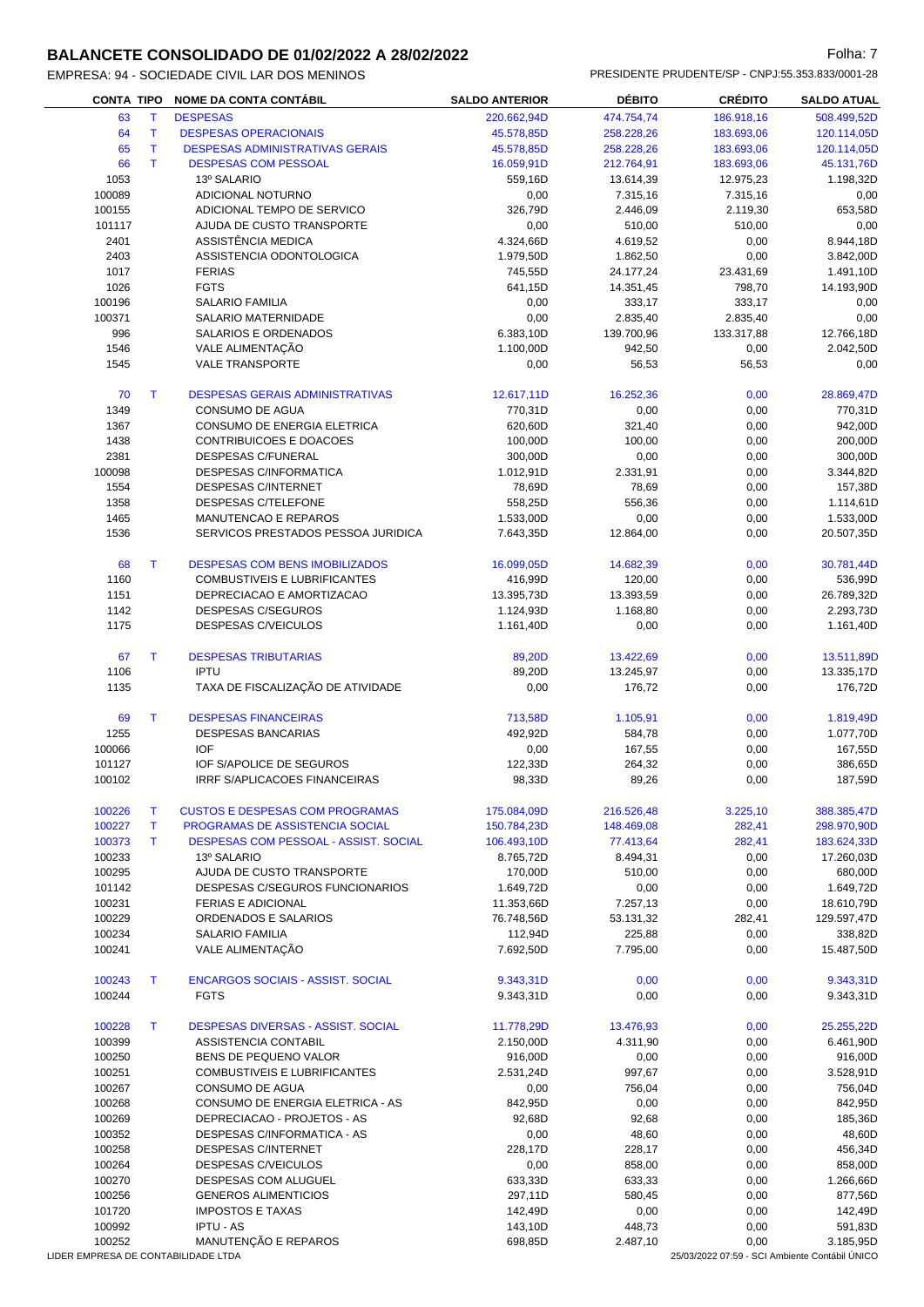# BALANCETE CONSOLIDADO DE 01/02/2022 A 28/02/2022

EMPRESA: 94 - SOCIEDADE CIVIL LAR DOS MENINOS

PRESIDENTE PRUDENTE/SP - CNPJ:55.353.833/0001-28

| CONTA | TIPO | NOME DA CONTA CONTÁBIL | SALDO ANTERIOR | DÉBITO | CRÉDITO | SALDO ATUAL |
|---|---|---|---|---|---|---|
| 63 | T | DESPESAS | 220.662,94D | 474.754,74 | 186.918,16 | 508.499,52D |
| 64 | T | DESPESAS OPERACIONAIS | 45.578,85D | 258.228,26 | 183.693,06 | 120.114,05D |
| 65 | T | DESPESAS ADMINISTRATIVAS GERAIS | 45.578,85D | 258.228,26 | 183.693,06 | 120.114,05D |
| 66 | T | DESPESAS COM PESSOAL | 16.059,91D | 212.764,91 | 183.693,06 | 45.131,76D |
| 1053 | | 13º SALARIO | 559,16D | 13.614,39 | 12.975,23 | 1.198,32D |
| 100089 | | ADICIONAL NOTURNO | 0,00 | 7.315,16 | 7.315,16 | 0,00 |
| 100155 | | ADICIONAL TEMPO DE SERVICO | 326,79D | 2.446,09 | 2.119,30 | 653,58D |
| 101117 | | AJUDA DE CUSTO TRANSPORTE | 0,00 | 510,00 | 510,00 | 0,00 |
| 2401 | | ASSISTÊNCIA MEDICA | 4.324,66D | 4.619,52 | 0,00 | 8.944,18D |
| 2403 | | ASSISTENCIA ODONTOLOGICA | 1.979,50D | 1.862,50 | 0,00 | 3.842,00D |
| 1017 | | FERIAS | 745,55D | 24.177,24 | 23.431,69 | 1.491,10D |
| 1026 | | FGTS | 641,15D | 14.351,45 | 798,70 | 14.193,90D |
| 100196 | | SALARIO FAMILIA | 0,00 | 333,17 | 333,17 | 0,00 |
| 100371 | | SALARIO MATERNIDADE | 0,00 | 2.835,40 | 2.835,40 | 0,00 |
| 996 | | SALARIOS E ORDENADOS | 6.383,10D | 139.700,96 | 133.317,88 | 12.766,18D |
| 1546 | | VALE ALIMENTAÇÃO | 1.100,00D | 942,50 | 0,00 | 2.042,50D |
| 1545 | | VALE TRANSPORTE | 0,00 | 56,53 | 56,53 | 0,00 |
| 70 | T | DESPESAS GERAIS ADMINISTRATIVAS | 12.617,11D | 16.252,36 | 0,00 | 28.869,47D |
| 1349 | | CONSUMO DE AGUA | 770,31D | 0,00 | 0,00 | 770,31D |
| 1367 | | CONSUMO DE ENERGIA ELETRICA | 620,60D | 321,40 | 0,00 | 942,00D |
| 1438 | | CONTRIBUICOES E DOACOES | 100,00D | 100,00 | 0,00 | 200,00D |
| 2381 | | DESPESAS C/FUNERAL | 300,00D | 0,00 | 0,00 | 300,00D |
| 100098 | | DESPESAS C/INFORMATICA | 1.012,91D | 2.331,91 | 0,00 | 3.344,82D |
| 1554 | | DESPESAS C/INTERNET | 78,69D | 78,69 | 0,00 | 157,38D |
| 1358 | | DESPESAS C/TELEFONE | 558,25D | 556,36 | 0,00 | 1.114,61D |
| 1465 | | MANUTENCAO E REPAROS | 1.533,00D | 0,00 | 0,00 | 1.533,00D |
| 1536 | | SERVICOS PRESTADOS PESSOA JURIDICA | 7.643,35D | 12.864,00 | 0,00 | 20.507,35D |
| 68 | T | DESPESAS COM BENS IMOBILIZADOS | 16.099,05D | 14.682,39 | 0,00 | 30.781,44D |
| 1160 | | COMBUSTIVEIS E LUBRIFICANTES | 416,99D | 120,00 | 0,00 | 536,99D |
| 1151 | | DEPRECIACAO E AMORTIZACAO | 13.395,73D | 13.393,59 | 0,00 | 26.789,32D |
| 1142 | | DESPESAS C/SEGUROS | 1.124,93D | 1.168,80 | 0,00 | 2.293,73D |
| 1175 | | DESPESAS C/VEICULOS | 1.161,40D | 0,00 | 0,00 | 1.161,40D |
| 67 | T | DESPESAS TRIBUTARIAS | 89,20D | 13.422,69 | 0,00 | 13.511,89D |
| 1106 | | IPTU | 89,20D | 13.245,97 | 0,00 | 13.335,17D |
| 1135 | | TAXA DE FISCALIZAÇÃO DE ATIVIDADE | 0,00 | 176,72 | 0,00 | 176,72D |
| 69 | T | DESPESAS FINANCEIRAS | 713,58D | 1.105,91 | 0,00 | 1.819,49D |
| 1255 | | DESPESAS BANCARIAS | 492,92D | 584,78 | 0,00 | 1.077,70D |
| 100066 | | IOF | 0,00 | 167,55 | 0,00 | 167,55D |
| 101127 | | IOF S/APOLICE DE SEGUROS | 122,33D | 264,32 | 0,00 | 386,65D |
| 100102 | | IRRF S/APLICACOES FINANCEIRAS | 98,33D | 89,26 | 0,00 | 187,59D |
| 100226 | T | CUSTOS E DESPESAS COM PROGRAMAS | 175.084,09D | 216.526,48 | 3.225,10 | 388.385,47D |
| 100227 | T | PROGRAMAS DE ASSISTENCIA SOCIAL | 150.784,23D | 148.469,08 | 282,41 | 298.970,90D |
| 100373 | T | DESPESAS COM PESSOAL - ASSIST. SOCIAL | 106.493,10D | 77.413,64 | 282,41 | 183.624,33D |
| 100233 | | 13º SALARIO | 8.765,72D | 8.494,31 | 0,00 | 17.260,03D |
| 100295 | | AJUDA DE CUSTO TRANSPORTE | 170,00D | 510,00 | 0,00 | 680,00D |
| 101142 | | DESPESAS C/SEGUROS FUNCIONARIOS | 1.649,72D | 0,00 | 0,00 | 1.649,72D |
| 100231 | | FERIAS E ADICIONAL | 11.353,66D | 7.257,13 | 0,00 | 18.610,79D |
| 100229 | | ORDENADOS E SALARIOS | 76.748,56D | 53.131,32 | 282,41 | 129.597,47D |
| 100234 | | SALARIO FAMILIA | 112,94D | 225,88 | 0,00 | 338,82D |
| 100241 | | VALE ALIMENTAÇÃO | 7.692,50D | 7.795,00 | 0,00 | 15.487,50D |
| 100243 | T | ENCARGOS SOCIAIS - ASSIST. SOCIAL | 9.343,31D | 0,00 | 0,00 | 9.343,31D |
| 100244 | | FGTS | 9.343,31D | 0,00 | 0,00 | 9.343,31D |
| 100228 | T | DESPESAS DIVERSAS - ASSIST. SOCIAL | 11.778,29D | 13.476,93 | 0,00 | 25.255,22D |
| 100399 | | ASSISTENCIA CONTABIL | 2.150,00D | 4.311,90 | 0,00 | 6.461,90D |
| 100250 | | BENS DE PEQUENO VALOR | 916,00D | 0,00 | 0,00 | 916,00D |
| 100251 | | COMBUSTIVEIS E LUBRIFICANTES | 2.531,24D | 997,67 | 0,00 | 3.528,91D |
| 100267 | | CONSUMO DE AGUA | 0,00 | 756,04 | 0,00 | 756,04D |
| 100268 | | CONSUMO DE ENERGIA ELETRICA - AS | 842,95D | 0,00 | 0,00 | 842,95D |
| 100269 | | DEPRECIACAO - PROJETOS - AS | 92,68D | 92,68 | 0,00 | 185,36D |
| 100352 | | DESPESAS C/INFORMATICA - AS | 0,00 | 48,60 | 0,00 | 48,60D |
| 100258 | | DESPESAS C/INTERNET | 228,17D | 228,17 | 0,00 | 456,34D |
| 100264 | | DESPESAS C/VEICULOS | 0,00 | 858,00 | 0,00 | 858,00D |
| 100270 | | DESPESAS COM ALUGUEL | 633,33D | 633,33 | 0,00 | 1.266,66D |
| 100256 | | GENEROS ALIMENTICIOS | 297,11D | 580,45 | 0,00 | 877,56D |
| 101720 | | IMPOSTOS E TAXAS | 142,49D | 0,00 | 0,00 | 142,49D |
| 100992 | | IPTU - AS | 143,10D | 448,73 | 0,00 | 591,83D |
| 100252 | | MANUTENÇÃO E REPAROS | 698,85D | 2.487,10 | 0,00 | 3.185,95D |

LIDER EMPRESA DE CONTABILIDADE LTDA

25/03/2022 07:59 - SCI Ambiente Contábil ÚNICO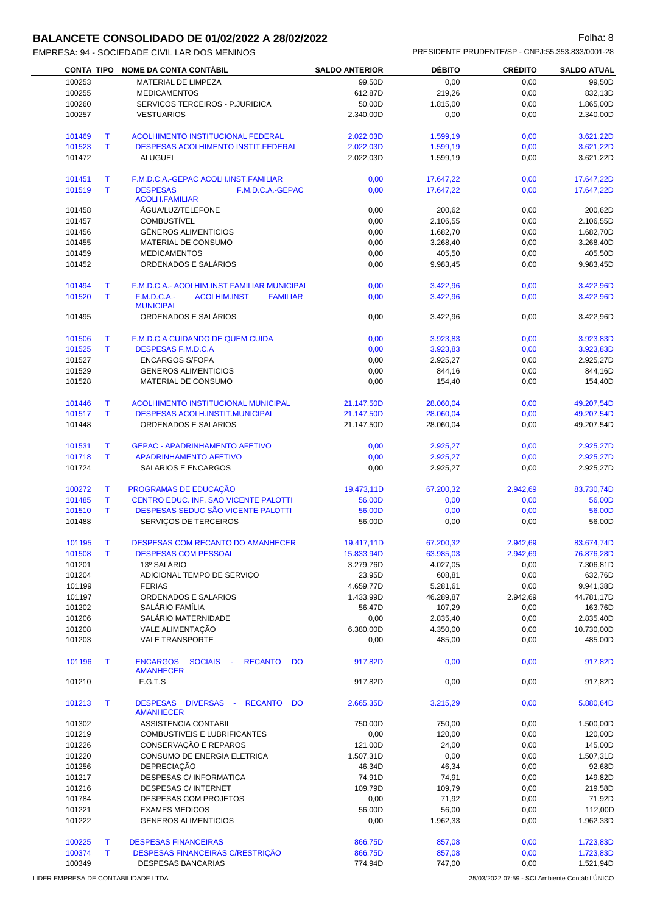# BALANCETE CONSOLIDADO DE 01/02/2022 A 28/02/2022

EMPRESA: 94 - SOCIEDADE CIVIL LAR DOS MENINOS

PRESIDENTE PRUDENTE/SP - CNPJ:55.353.833/0001-28

| CONTA | TIPO | NOME DA CONTA CONTÁBIL | SALDO ANTERIOR | DÉBITO | CRÉDITO | SALDO ATUAL |
|---|---|---|---|---|---|---|
| 100253 | | MATERIAL DE LIMPEZA | 99,50D | 0,00 | 0,00 | 99,50D |
| 100255 | | MEDICAMENTOS | 612,87D | 219,26 | 0,00 | 832,13D |
| 100260 | | SERVIÇOS TERCEIROS - P.JURIDICA | 50,00D | 1.815,00 | 0,00 | 1.865,00D |
| 100257 | | VESTUARIOS | 2.340,00D | 0,00 | 0,00 | 2.340,00D |
| 101469 | T | ACOLHIMENTO INSTITUCIONAL FEDERAL | 2.022,03D | 1.599,19 | 0,00 | 3.621,22D |
| 101523 | T | DESPESAS ACOLHIMENTO INSTIT.FEDERAL | 2.022,03D | 1.599,19 | 0,00 | 3.621,22D |
| 101472 | | ALUGUEL | 2.022,03D | 1.599,19 | 0,00 | 3.621,22D |
| 101451 | T | F.M.D.C.A.-GEPAC ACOLH.INST.FAMILIAR | 0,00 | 17.647,22 | 0,00 | 17.647,22D |
| 101519 | T | DESPESAS F.M.D.C.A.-GEPAC ACOLH.FAMILIAR | 0,00 | 17.647,22 | 0,00 | 17.647,22D |
| 101458 | | ÁGUA/LUZ/TELEFONE | 0,00 | 200,62 | 0,00 | 200,62D |
| 101457 | | COMBUSTÍVEL | 0,00 | 2.106,55 | 0,00 | 2.106,55D |
| 101456 | | GÊNEROS ALIMENTICIOS | 0,00 | 1.682,70 | 0,00 | 1.682,70D |
| 101455 | | MATERIAL DE CONSUMO | 0,00 | 3.268,40 | 0,00 | 3.268,40D |
| 101459 | | MEDICAMENTOS | 0,00 | 405,50 | 0,00 | 405,50D |
| 101452 | | ORDENADOS E SALÁRIOS | 0,00 | 9.983,45 | 0,00 | 9.983,45D |
| 101494 | T | F.M.D.C.A.- ACOLHIM.INST FAMILIAR MUNICIPAL | 0,00 | 3.422,96 | 0,00 | 3.422,96D |
| 101520 | T | F.M.D.C.A.- ACOLHIM.INST FAMILIAR MUNICIPAL | 0,00 | 3.422,96 | 0,00 | 3.422,96D |
| 101495 | | ORDENADOS E SALÁRIOS | 0,00 | 3.422,96 | 0,00 | 3.422,96D |
| 101506 | T | F.M.D.C.A CUIDANDO DE QUEM CUIDA | 0,00 | 3.923,83 | 0,00 | 3.923,83D |
| 101525 | T | DESPESAS F.M.D.C.A | 0,00 | 3.923,83 | 0,00 | 3.923,83D |
| 101527 | | ENCARGOS S/FOPA | 0,00 | 2.925,27 | 0,00 | 2.925,27D |
| 101529 | | GENEROS ALIMENTICIOS | 0,00 | 844,16 | 0,00 | 844,16D |
| 101528 | | MATERIAL DE CONSUMO | 0,00 | 154,40 | 0,00 | 154,40D |
| 101446 | T | ACOLHIMENTO INSTITUCIONAL MUNICIPAL | 21.147,50D | 28.060,04 | 0,00 | 49.207,54D |
| 101517 | T | DESPESAS ACOLH.INSTIT.MUNICIPAL | 21.147,50D | 28.060,04 | 0,00 | 49.207,54D |
| 101448 | | ORDENADOS E SALARIOS | 21.147,50D | 28.060,04 | 0,00 | 49.207,54D |
| 101531 | T | GEPAC - APADRINHAMENTO AFETIVO | 0,00 | 2.925,27 | 0,00 | 2.925,27D |
| 101718 | T | APADRINHAMENTO AFETIVO | 0,00 | 2.925,27 | 0,00 | 2.925,27D |
| 101724 | | SALARIOS E ENCARGOS | 0,00 | 2.925,27 | 0,00 | 2.925,27D |
| 100272 | T | PROGRAMAS DE EDUCAÇÃO | 19.473,11D | 67.200,32 | 2.942,69 | 83.730,74D |
| 101485 | T | CENTRO EDUC. INF. SAO VICENTE PALOTTI | 56,00D | 0,00 | 0,00 | 56,00D |
| 101510 | T | DESPESAS SEDUC SÃO VICENTE PALOTTI | 56,00D | 0,00 | 0,00 | 56,00D |
| 101488 | | SERVIÇOS DE TERCEIROS | 56,00D | 0,00 | 0,00 | 56,00D |
| 101195 | T | DESPESAS COM RECANTO DO AMANHECER | 19.417,11D | 67.200,32 | 2.942,69 | 83.674,74D |
| 101508 | T | DESPESAS COM PESSOAL | 15.833,94D | 63.985,03 | 2.942,69 | 76.876,28D |
| 101201 | | 13º SALÁRIO | 3.279,76D | 4.027,05 | 0,00 | 7.306,81D |
| 101204 | | ADICIONAL TEMPO DE SERVIÇO | 23,95D | 608,81 | 0,00 | 632,76D |
| 101199 | | FERIAS | 4.659,77D | 5.281,61 | 0,00 | 9.941,38D |
| 101197 | | ORDENADOS E SALARIOS | 1.433,99D | 46.289,87 | 2.942,69 | 44.781,17D |
| 101202 | | SALÁRIO FAMÍLIA | 56,47D | 107,29 | 0,00 | 163,76D |
| 101206 | | SALÁRIO MATERNIDADE | 0,00 | 2.835,40 | 0,00 | 2.835,40D |
| 101208 | | VALE ALIMENTAÇÃO | 6.380,00D | 4.350,00 | 0,00 | 10.730,00D |
| 101203 | | VALE TRANSPORTE | 0,00 | 485,00 | 0,00 | 485,00D |
| 101196 | T | ENCARGOS SOCIAIS - RECANTO DO AMANHECER | 917,82D | 0,00 | 0,00 | 917,82D |
| 101210 | | F.G.T.S | 917,82D | 0,00 | 0,00 | 917,82D |
| 101213 | T | DESPESAS DIVERSAS - RECANTO DO AMANHECER | 2.665,35D | 3.215,29 | 0,00 | 5.880,64D |
| 101302 | | ASSISTENCIA CONTABIL | 750,00D | 750,00 | 0,00 | 1.500,00D |
| 101219 | | COMBUSTIVEIS E LUBRIFICANTES | 0,00 | 120,00 | 0,00 | 120,00D |
| 101226 | | CONSERVAÇÃO E REPAROS | 121,00D | 24,00 | 0,00 | 145,00D |
| 101220 | | CONSUMO DE ENERGIA ELETRICA | 1.507,31D | 0,00 | 0,00 | 1.507,31D |
| 101256 | | DEPRECIAÇÃO | 46,34D | 46,34 | 0,00 | 92,68D |
| 101217 | | DESPESAS C/ INFORMATICA | 74,91D | 74,91 | 0,00 | 149,82D |
| 101216 | | DESPESAS C/ INTERNET | 109,79D | 109,79 | 0,00 | 219,58D |
| 101784 | | DESPESAS COM PROJETOS | 0,00 | 71,92 | 0,00 | 71,92D |
| 101221 | | EXAMES MEDICOS | 56,00D | 56,00 | 0,00 | 112,00D |
| 101222 | | GENEROS ALIMENTICIOS | 0,00 | 1.962,33 | 0,00 | 1.962,33D |
| 100225 | T | DESPESAS FINANCEIRAS | 866,75D | 857,08 | 0,00 | 1.723,83D |
| 100374 | T | DESPESAS FINANCEIRAS C/RESTRIÇÃO | 866,75D | 857,08 | 0,00 | 1.723,83D |
| 100349 | | DESPESAS BANCARIAS | 774,94D | 747,00 | 0,00 | 1.521,94D |

LIDER EMPRESA DE CONTABILIDADE LTDA — 25/03/2022 07:59 - SCI Ambiente Contábil ÚNICO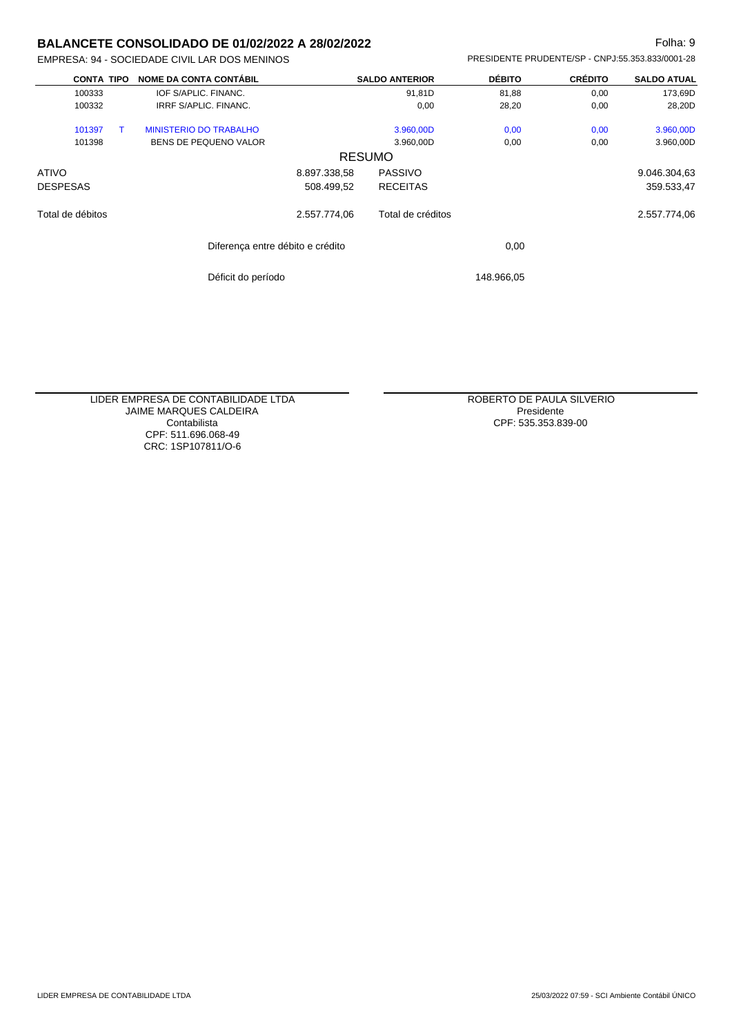# BALANCETE CONSOLIDADO DE 01/02/2022 A 28/02/2022

EMPRESA: 94 - SOCIEDADE CIVIL LAR DOS MENINOS

PRESIDENTE PRUDENTE/SP - CNPJ:55.353.833/0001-28

| CONTA | TIPO | NOME DA CONTA CONTÁBIL | SALDO ANTERIOR | DÉBITO | CRÉDITO | SALDO ATUAL |
|---|---|---|---|---|---|---|
| 100333 | | IOF S/APLIC. FINANC. | 91,81D | 81,88 | 0,00 | 173,69D |
| 100332 | | IRRF S/APLIC. FINANC. | 0,00 | 28,20 | 0,00 | 28,20D |
| 101397 | T | MINISTERIO DO TRABALHO | 3.960,00D | 0,00 | 0,00 | 3.960,00D |
| 101398 | | BENS DE PEQUENO VALOR | 3.960,00D | 0,00 | 0,00 | 3.960,00D |

## RESUMO

| | | | |
|---|---|---|---|
| ATIVO | 8.897.338,58 | PASSIVO | 9.046.304,63 |
| DESPESAS | 508.499,52 | RECEITAS | 359.533,47 |
| Total de débitos | 2.557.774,06 | Total de créditos | 2.557.774,06 |

Diferença entre débito e crédito 0,00

Déficit do período 148.966,05

LIDER EMPRESA DE CONTABILIDADE LTDA
JAIME MARQUES CALDEIRA
Contabilista
CPF: 511.696.068-49
CRC: 1SP107811/O-6

ROBERTO DE PAULA SILVERIO
Presidente
CPF: 535.353.839-00